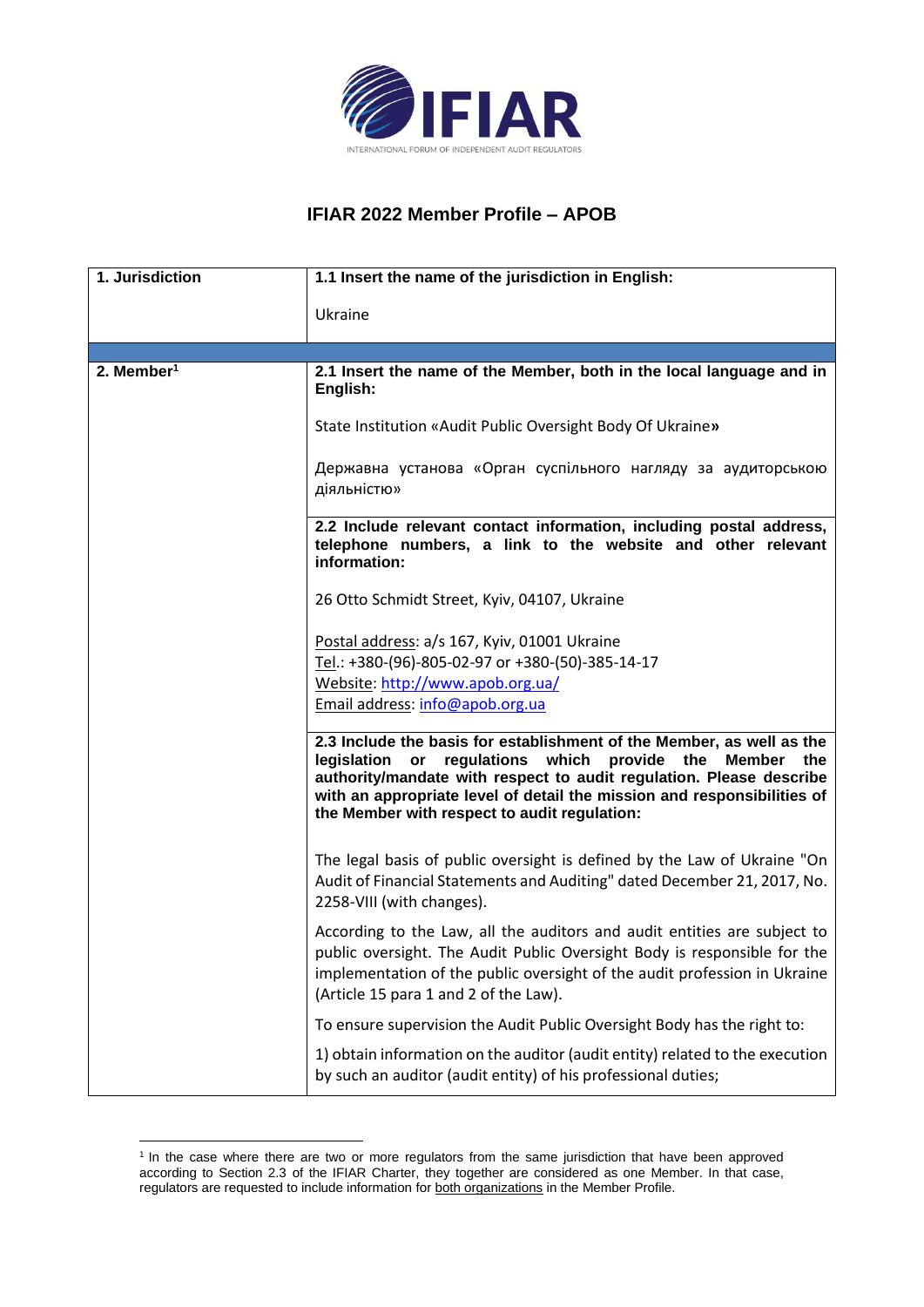IFIAR

INTERNATIONAL FORUM OF INDEPENDENT AUDIT REGULATORS

# IFIAR 2022 Member Profile – APOB

| 1. Jurisdiction | 1.1 Insert the name of the jurisdiction in English:<br><br>Ukraine |
|---|---|
| | |
| 2. Member[1] | **2.1 Insert the name of the Member, both in the local language and in English:**<br><br>State Institution «Audit Public Oversight Body Of Ukraine**»**<br><br>Державна установа «Орган суспільного нагляду за аудиторською діяльністю» |
| | **2.2 Include relevant contact information, including postal address, telephone numbers, a link to the website and other relevant information:**<br><br>26 Otto Schmidt Street, Kyiv, 04107, Ukraine<br><br>Postal address: a/s 167, Kyiv, 01001 Ukraine<br>Tel.: +380-(96)-805-02-97 or +380-(50)-385-14-17<br>Website: http://www.apob.org.ua/<br>Email address: info@apob.org.ua |
| | **2.3 Include the basis for establishment of the Member, as well as the legislation or regulations which provide the Member the authority/mandate with respect to audit regulation. Please describe with an appropriate level of detail the mission and responsibilities of the Member with respect to audit regulation:**<br><br>The legal basis of public oversight is defined by the Law of Ukraine "On Audit of Financial Statements and Auditing" dated December 21, 2017, No. 2258-VIII (with changes).<br><br>According to the Law, all the auditors and audit entities are subject to public oversight. The Audit Public Oversight Body is responsible for the implementation of the public oversight of the audit profession in Ukraine (Article 15 para 1 and 2 of the Law).<br><br>To ensure supervision the Audit Public Oversight Body has the right to:<br><br>1) obtain information on the auditor (audit entity) related to the execution by such an auditor (audit entity) of his professional duties; |

[1] In the case where there are two or more regulators from the same jurisdiction that have been approved according to Section 2.3 of the IFIAR Charter, they together are considered as one Member. In that case, regulators are requested to include information for both organizations in the Member Profile.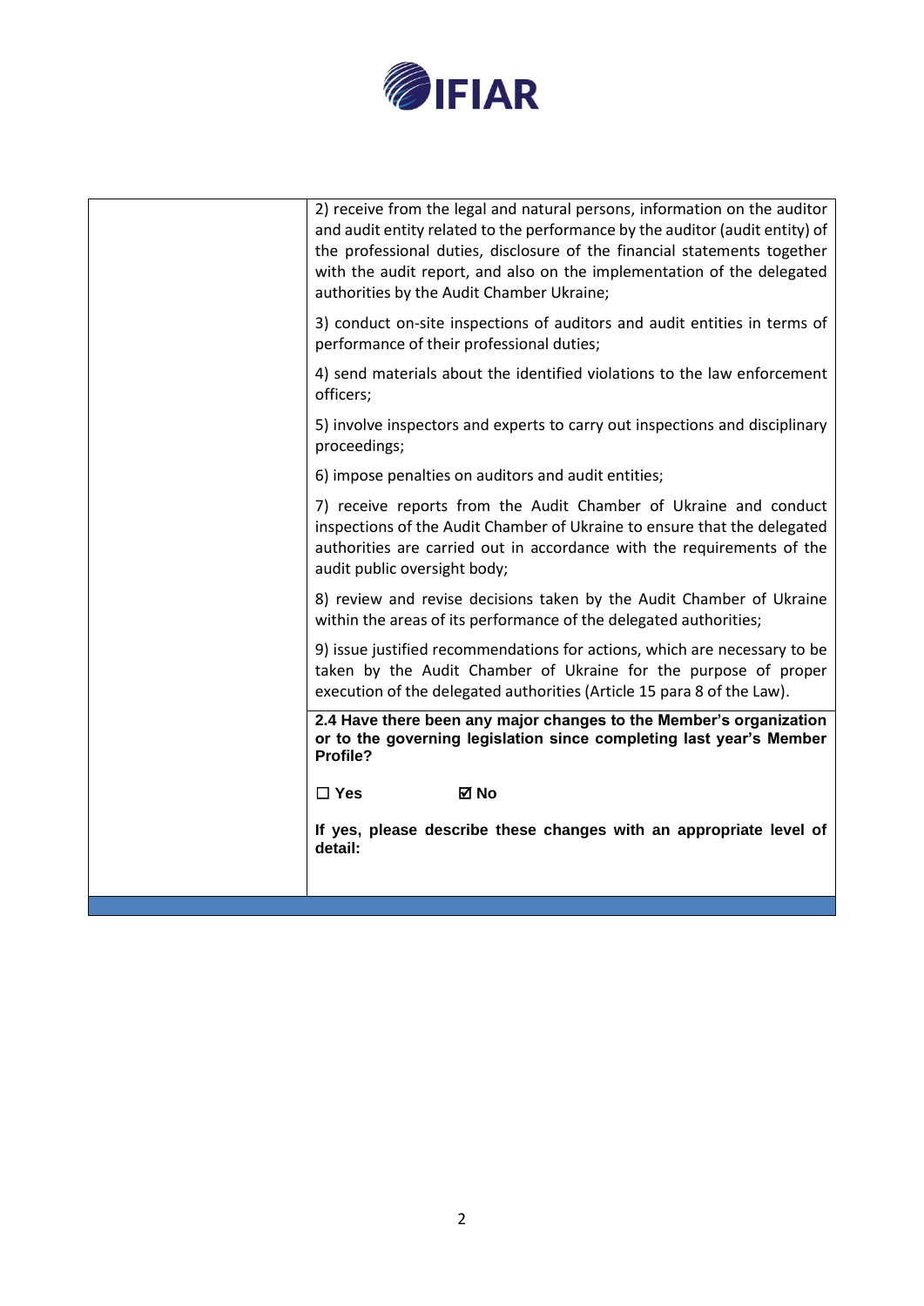|  |  |
|---|---|
|  | 2) receive from the legal and natural persons, information on the auditor and audit entity related to the performance by the auditor (audit entity) of the professional duties, disclosure of the financial statements together with the audit report, and also on the implementation of the delegated authorities by the Audit Chamber Ukraine;<br><br>3) conduct on-site inspections of auditors and audit entities in terms of performance of their professional duties;<br><br>4) send materials about the identified violations to the law enforcement officers;<br><br>5) involve inspectors and experts to carry out inspections and disciplinary proceedings;<br><br>6) impose penalties on auditors and audit entities;<br><br>7) receive reports from the Audit Chamber of Ukraine and conduct inspections of the Audit Chamber of Ukraine to ensure that the delegated authorities are carried out in accordance with the requirements of the audit public oversight body;<br><br>8) review and revise decisions taken by the Audit Chamber of Ukraine within the areas of its performance of the delegated authorities;<br><br>9) issue justified recommendations for actions, which are necessary to be taken by the Audit Chamber of Ukraine for the purpose of proper execution of the delegated authorities (Article 15 para 8 of the Law). |
|  | **2.4 Have there been any major changes to the Member's organization or to the governing legislation since completing last year's Member Profile?**<br><br>**☐ Yes ☑ No**<br><br>**If yes, please describe these changes with an appropriate level of detail:** |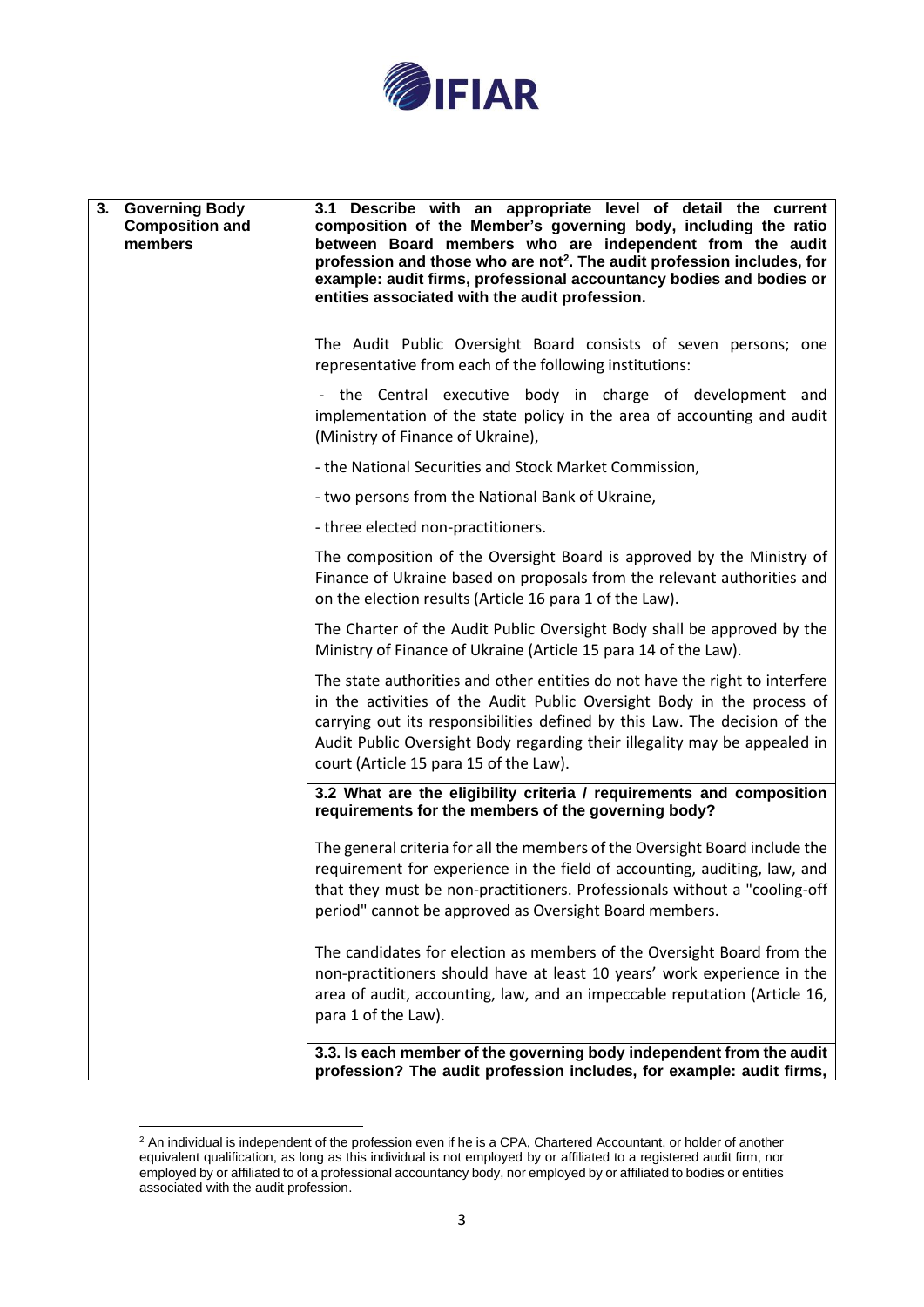| 3. Governing Body Composition and members | **3.1 Describe with an appropriate level of detail the current composition of the Member's governing body, including the ratio between Board members who are independent from the audit profession and those who are not[2]. The audit profession includes, for example: audit firms, professional accountancy bodies and bodies or entities associated with the audit profession.**<br><br>The Audit Public Oversight Board consists of seven persons; one representative from each of the following institutions:<br><br>- the Central executive body in charge of development and implementation of the state policy in the area of accounting and audit (Ministry of Finance of Ukraine),<br><br>- the National Securities and Stock Market Commission,<br><br>- two persons from the National Bank of Ukraine,<br><br>- three elected non-practitioners.<br><br>The composition of the Oversight Board is approved by the Ministry of Finance of Ukraine based on proposals from the relevant authorities and on the election results (Article 16 para 1 of the Law).<br><br>The Charter of the Audit Public Oversight Body shall be approved by the Ministry of Finance of Ukraine (Article 15 para 14 of the Law).<br><br>The state authorities and other entities do not have the right to interfere in the activities of the Audit Public Oversight Body in the process of carrying out its responsibilities defined by this Law. The decision of the Audit Public Oversight Body regarding their illegality may be appealed in court (Article 15 para 15 of the Law). |
|---|---|
| | **3.2 What are the eligibility criteria / requirements and composition requirements for the members of the governing body?**<br><br>The general criteria for all the members of the Oversight Board include the requirement for experience in the field of accounting, auditing, law, and that they must be non-practitioners. Professionals without a "cooling-off period" cannot be approved as Oversight Board members.<br><br>The candidates for election as members of the Oversight Board from the non-practitioners should have at least 10 years' work experience in the area of audit, accounting, law, and an impeccable reputation (Article 16, para 1 of the Law). |
| | **3.3. Is each member of the governing body independent from the audit profession? The audit profession includes, for example: audit firms,** |

[2] An individual is independent of the profession even if he is a CPA, Chartered Accountant, or holder of another equivalent qualification, as long as this individual is not employed by or affiliated to a registered audit firm, nor employed by or affiliated to of a professional accountancy body, nor employed by or affiliated to bodies or entities associated with the audit profession.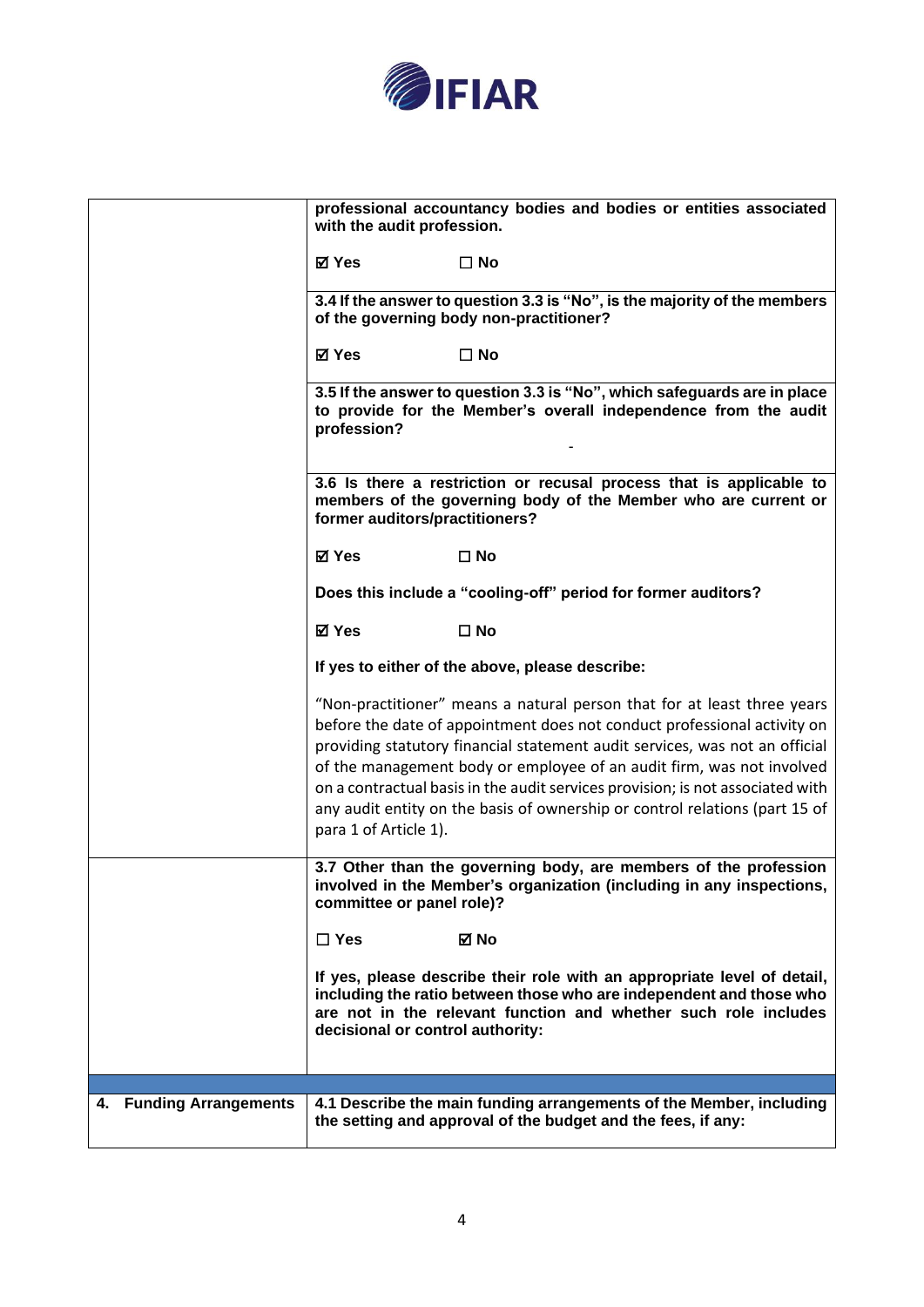| | |
|---|---|
| | **professional accountancy bodies and bodies or entities associated with the audit profession.**<br><br>**☑ Yes ☐ No** |
| | **3.4 If the answer to question 3.3 is "No", is the majority of the members of the governing body non-practitioner?**<br><br>**☑ Yes ☐ No** |
| | **3.5 If the answer to question 3.3 is "No", which safeguards are in place to provide for the Member's overall independence from the audit profession?**<br><br>- |
| | **3.6 Is there a restriction or recusal process that is applicable to members of the governing body of the Member who are current or former auditors/practitioners?**<br><br>**☑ Yes ☐ No**<br><br>**Does this include a "cooling-off" period for former auditors?**<br><br>**☑ Yes ☐ No**<br><br>**If yes to either of the above, please describe:**<br><br>"Non-practitioner" means a natural person that for at least three years before the date of appointment does not conduct professional activity on providing statutory financial statement audit services, was not an official of the management body or employee of an audit firm, was not involved on a contractual basis in the audit services provision; is not associated with any audit entity on the basis of ownership or control relations (part 15 of para 1 of Article 1). |
| | **3.7 Other than the governing body, are members of the profession involved in the Member's organization (including in any inspections, committee or panel role)?**<br><br>**☐ Yes ☑ No**<br><br>**If yes, please describe their role with an appropriate level of detail, including the ratio between those who are independent and those who are not in the relevant function and whether such role includes decisional or control authority:** |
| | |
| **4. Funding Arrangements** | **4.1 Describe the main funding arrangements of the Member, including the setting and approval of the budget and the fees, if any:** |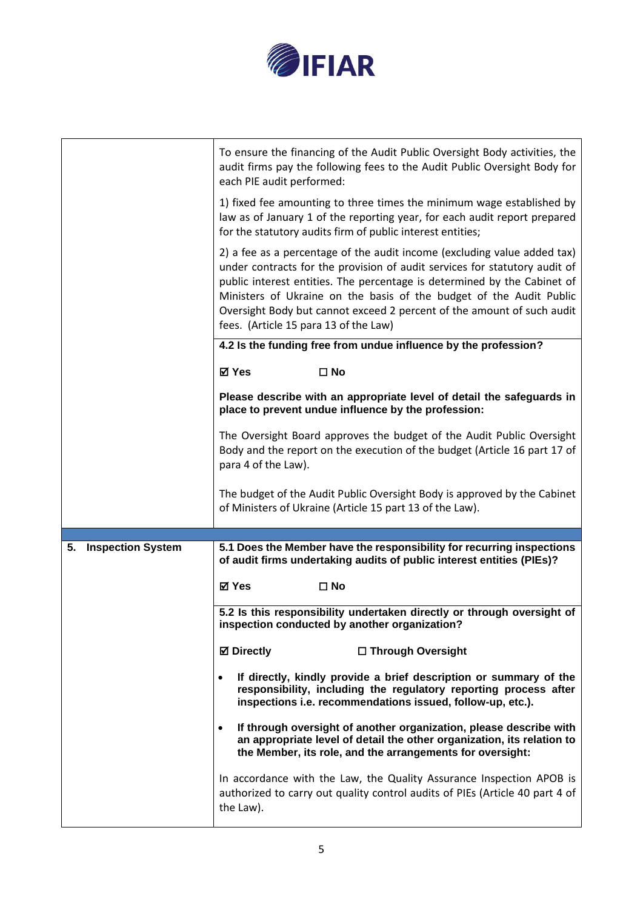| | |
|---|---|
| | To ensure the financing of the Audit Public Oversight Body activities, the audit firms pay the following fees to the Audit Public Oversight Body for each PIE audit performed:<br><br>1) fixed fee amounting to three times the minimum wage established by law as of January 1 of the reporting year, for each audit report prepared for the statutory audits firm of public interest entities;<br><br>2) a fee as a percentage of the audit income (excluding value added tax) under contracts for the provision of audit services for statutory audit of public interest entities. The percentage is determined by the Cabinet of Ministers of Ukraine on the basis of the budget of the Audit Public Oversight Body but cannot exceed 2 percent of the amount of such audit fees. (Article 15 para 13 of the Law) |
| | **4.2 Is the funding free from undue influence by the profession?**<br><br>**☑ Yes ☐ No**<br><br>**Please describe with an appropriate level of detail the safeguards in place to prevent undue influence by the profession:**<br><br>The Oversight Board approves the budget of the Audit Public Oversight Body and the report on the execution of the budget (Article 16 part 17 of para 4 of the Law).<br><br>The budget of the Audit Public Oversight Body is approved by the Cabinet of Ministers of Ukraine (Article 15 part 13 of the Law). |
| | |
| **5. Inspection System** | **5.1 Does the Member have the responsibility for recurring inspections of audit firms undertaking audits of public interest entities (PIEs)?**<br><br>**☑ Yes ☐ No** |
| | **5.2 Is this responsibility undertaken directly or through oversight of inspection conducted by another organization?**<br><br>**☑ Directly ☐ Through Oversight**<br><br>• **If directly, kindly provide a brief description or summary of the responsibility, including the regulatory reporting process after inspections i.e. recommendations issued, follow-up, etc.).**<br><br>• **If through oversight of another organization, please describe with an appropriate level of detail the other organization, its relation to the Member, its role, and the arrangements for oversight:**<br><br>In accordance with the Law, the Quality Assurance Inspection APOB is authorized to carry out quality control audits of PIEs (Article 40 part 4 of the Law). |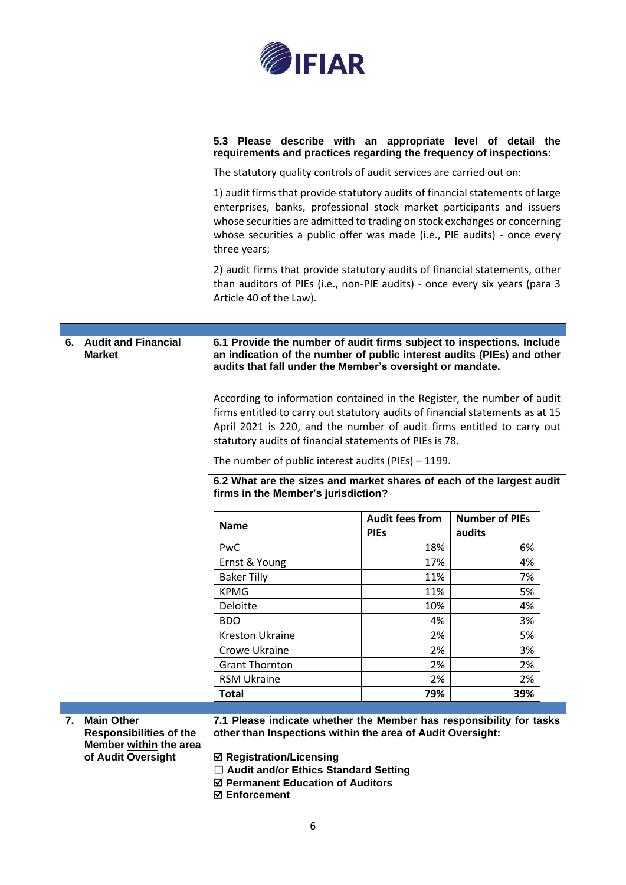**5.3 Please describe with an appropriate level of detail the requirements and practices regarding the frequency of inspections:**

The statutory quality controls of audit services are carried out on:

1) audit firms that provide statutory audits of financial statements of large enterprises, banks, professional stock market participants and issuers whose securities are admitted to trading on stock exchanges or concerning whose securities a public offer was made (i.e., PIE audits) - once every three years;

2) audit firms that provide statutory audits of financial statements, other than auditors of PIEs (i.e., non-PIE audits) - once every six years (para 3 Article 40 of the Law).

## 6. Audit and Financial Market

**6.1 Provide the number of audit firms subject to inspections. Include an indication of the number of public interest audits (PIEs) and other audits that fall under the Member's oversight or mandate.**

According to information contained in the Register, the number of audit firms entitled to carry out statutory audits of financial statements as at 15 April 2021 is 220, and the number of audit firms entitled to carry out statutory audits of financial statements of PIEs is 78.

The number of public interest audits (PIEs) – 1199.

**6.2 What are the sizes and market shares of each of the largest audit firms in the Member's jurisdiction?**

| Name | Audit fees from PIEs | Number of PIEs audits |
|---|---|---|
| PwC | 18% | 6% |
| Ernst & Young | 17% | 4% |
| Baker Tilly | 11% | 7% |
| KPMG | 11% | 5% |
| Deloitte | 10% | 4% |
| BDO | 4% | 3% |
| Kreston Ukraine | 2% | 5% |
| Crowe Ukraine | 2% | 3% |
| Grant Thornton | 2% | 2% |
| RSM Ukraine | 2% | 2% |
| **Total** | **79%** | **39%** |

## 7. Main Other Responsibilities of the Member within the area of Audit Oversight

**7.1 Please indicate whether the Member has responsibility for tasks other than Inspections within the area of Audit Oversight:**

- ☑ **Registration/Licensing**
- ☐ **Audit and/or Ethics Standard Setting**
- ☑ **Permanent Education of Auditors**
- ☑ **Enforcement**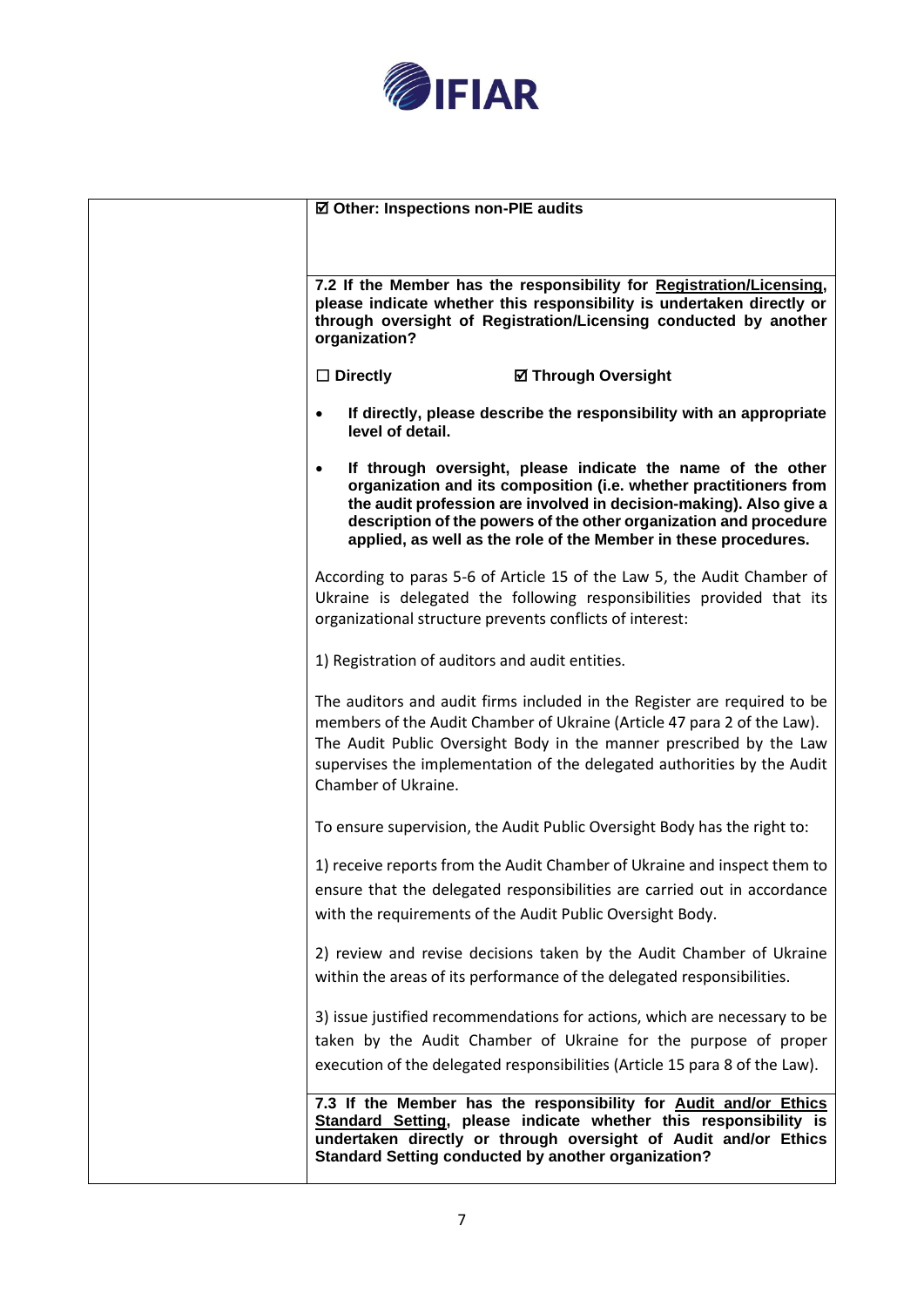| | |
|---|---|
| | ☑ **Other: Inspections non-PIE audits** |
| | **7.2 If the Member has the responsibility for <u>Registration/Licensing</u>, please indicate whether this responsibility is undertaken directly or through oversight of Registration/Licensing conducted by another organization?**<br><br>☐ **Directly** ☑ **Through Oversight**<br><br>• **If directly, please describe the responsibility with an appropriate level of detail.**<br><br>• **If through oversight, please indicate the name of the other organization and its composition (i.e. whether practitioners from the audit profession are involved in decision-making). Also give a description of the powers of the other organization and procedure applied, as well as the role of the Member in these procedures.**<br><br>According to paras 5-6 of Article 15 of the Law 5, the Audit Chamber of Ukraine is delegated the following responsibilities provided that its organizational structure prevents conflicts of interest:<br><br>1) Registration of auditors and audit entities.<br><br>The auditors and audit firms included in the Register are required to be members of the Audit Chamber of Ukraine (Article 47 para 2 of the Law). The Audit Public Oversight Body in the manner prescribed by the Law supervises the implementation of the delegated authorities by the Audit Chamber of Ukraine.<br><br>To ensure supervision, the Audit Public Oversight Body has the right to:<br><br>1) receive reports from the Audit Chamber of Ukraine and inspect them to ensure that the delegated responsibilities are carried out in accordance with the requirements of the Audit Public Oversight Body.<br><br>2) review and revise decisions taken by the Audit Chamber of Ukraine within the areas of its performance of the delegated responsibilities.<br><br>3) issue justified recommendations for actions, which are necessary to be taken by the Audit Chamber of Ukraine for the purpose of proper execution of the delegated responsibilities (Article 15 para 8 of the Law). |
| | **7.3 If the Member has the responsibility for <u>Audit and/or Ethics Standard Setting</u>, please indicate whether this responsibility is undertaken directly or through oversight of Audit and/or Ethics Standard Setting conducted by another organization?** |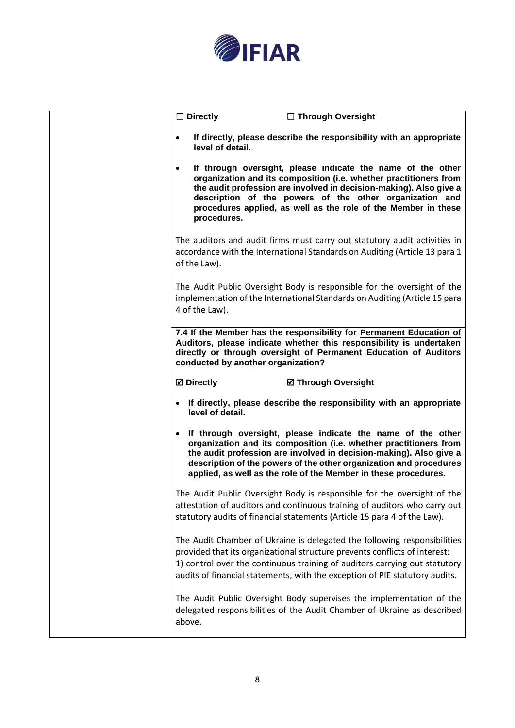| | ☐ **Directly** ☐ **Through Oversight**<br><br>• **If directly, please describe the responsibility with an appropriate level of detail.**<br><br>• **If through oversight, please indicate the name of the other organization and its composition (i.e. whether practitioners from the audit profession are involved in decision-making). Also give a description of the powers of the other organization and procedures applied, as well as the role of the Member in these procedures.**<br><br>The auditors and audit firms must carry out statutory audit activities in accordance with the International Standards on Auditing (Article 13 para 1 of the Law).<br><br>The Audit Public Oversight Body is responsible for the oversight of the implementation of the International Standards on Auditing (Article 15 para 4 of the Law). |
|---|---|
| | **7.4 If the Member has the responsibility for Permanent Education of Auditors, please indicate whether this responsibility is undertaken directly or through oversight of Permanent Education of Auditors conducted by another organization?**<br><br>☑ **Directly** ☑ **Through Oversight**<br><br>• **If directly, please describe the responsibility with an appropriate level of detail.**<br><br>• **If through oversight, please indicate the name of the other organization and its composition (i.e. whether practitioners from the audit profession are involved in decision-making). Also give a description of the powers of the other organization and procedures applied, as well as the role of the Member in these procedures.**<br><br>The Audit Public Oversight Body is responsible for the oversight of the attestation of auditors and continuous training of auditors who carry out statutory audits of financial statements (Article 15 para 4 of the Law).<br><br>The Audit Chamber of Ukraine is delegated the following responsibilities provided that its organizational structure prevents conflicts of interest:<br>1) control over the continuous training of auditors carrying out statutory audits of financial statements, with the exception of PIE statutory audits.<br><br>The Audit Public Oversight Body supervises the implementation of the delegated responsibilities of the Audit Chamber of Ukraine as described above. |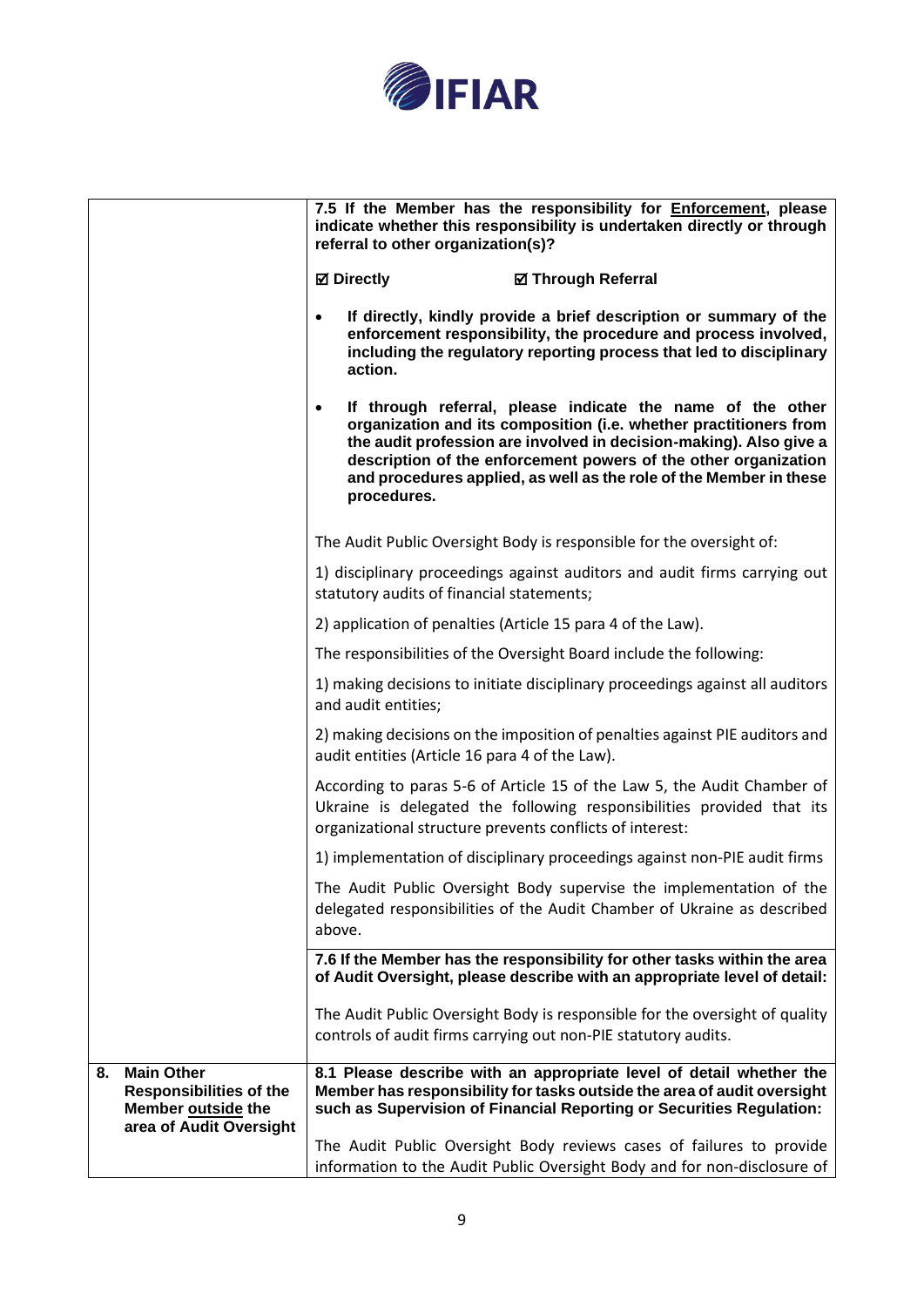| | |
|---|---|
| | **7.5 If the Member has the responsibility for Enforcement, please indicate whether this responsibility is undertaken directly or through referral to other organization(s)?**<br><br>**☑ Directly** **☑ Through Referral**<br><br>• **If directly, kindly provide a brief description or summary of the enforcement responsibility, the procedure and process involved, including the regulatory reporting process that led to disciplinary action.**<br><br>• **If through referral, please indicate the name of the other organization and its composition (i.e. whether practitioners from the audit profession are involved in decision-making). Also give a description of the enforcement powers of the other organization and procedures applied, as well as the role of the Member in these procedures.**<br><br>The Audit Public Oversight Body is responsible for the oversight of:<br><br>1) disciplinary proceedings against auditors and audit firms carrying out statutory audits of financial statements;<br><br>2) application of penalties (Article 15 para 4 of the Law).<br><br>The responsibilities of the Oversight Board include the following:<br><br>1) making decisions to initiate disciplinary proceedings against all auditors and audit entities;<br><br>2) making decisions on the imposition of penalties against PIE auditors and audit entities (Article 16 para 4 of the Law).<br><br>According to paras 5-6 of Article 15 of the Law 5, the Audit Chamber of Ukraine is delegated the following responsibilities provided that its organizational structure prevents conflicts of interest:<br><br>1) implementation of disciplinary proceedings against non-PIE audit firms<br><br>The Audit Public Oversight Body supervise the implementation of the delegated responsibilities of the Audit Chamber of Ukraine as described above. |
| | **7.6 If the Member has the responsibility for other tasks within the area of Audit Oversight, please describe with an appropriate level of detail:**<br><br>The Audit Public Oversight Body is responsible for the oversight of quality controls of audit firms carrying out non-PIE statutory audits. |
| **8. Main Other Responsibilities of the Member outside the area of Audit Oversight** | **8.1 Please describe with an appropriate level of detail whether the Member has responsibility for tasks outside the area of audit oversight such as Supervision of Financial Reporting or Securities Regulation:**<br><br>The Audit Public Oversight Body reviews cases of failures to provide information to the Audit Public Oversight Body and for non-disclosure of |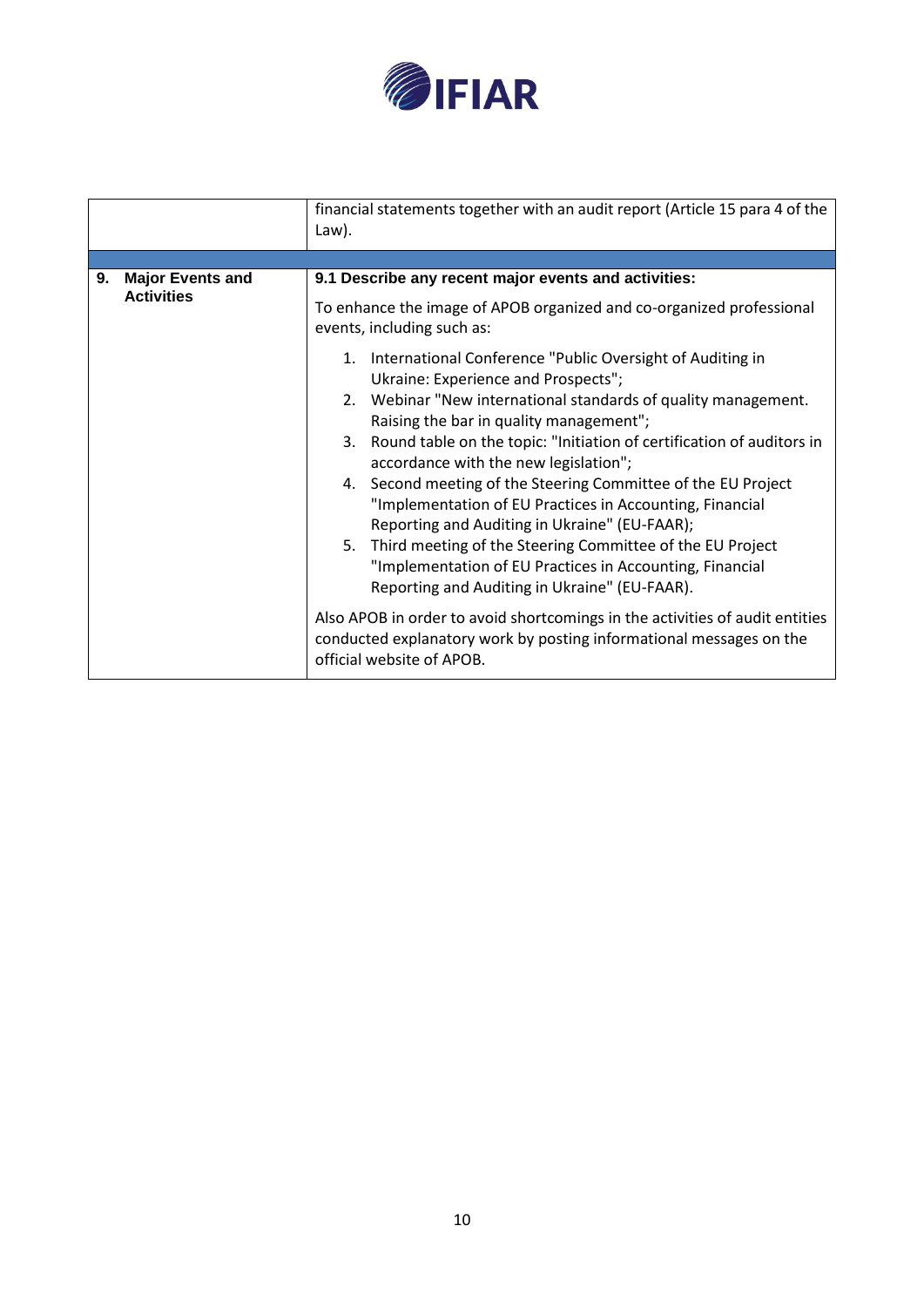| | |
|---|---|
| | financial statements together with an audit report (Article 15 para 4 of the Law). |
| | |
| **9. Major Events and Activities** | **9.1 Describe any recent major events and activities:**<br><br>To enhance the image of APOB organized and co-organized professional events, including such as:<br><br>1. International Conference "Public Oversight of Auditing in Ukraine: Experience and Prospects";<br>2. Webinar "New international standards of quality management. Raising the bar in quality management";<br>3. Round table on the topic: "Initiation of certification of auditors in accordance with the new legislation";<br>4. Second meeting of the Steering Committee of the EU Project "Implementation of EU Practices in Accounting, Financial Reporting and Auditing in Ukraine" (EU-FAAR);<br>5. Third meeting of the Steering Committee of the EU Project "Implementation of EU Practices in Accounting, Financial Reporting and Auditing in Ukraine" (EU-FAAR).<br><br>Also APOB in order to avoid shortcomings in the activities of audit entities conducted explanatory work by posting informational messages on the official website of APOB. |